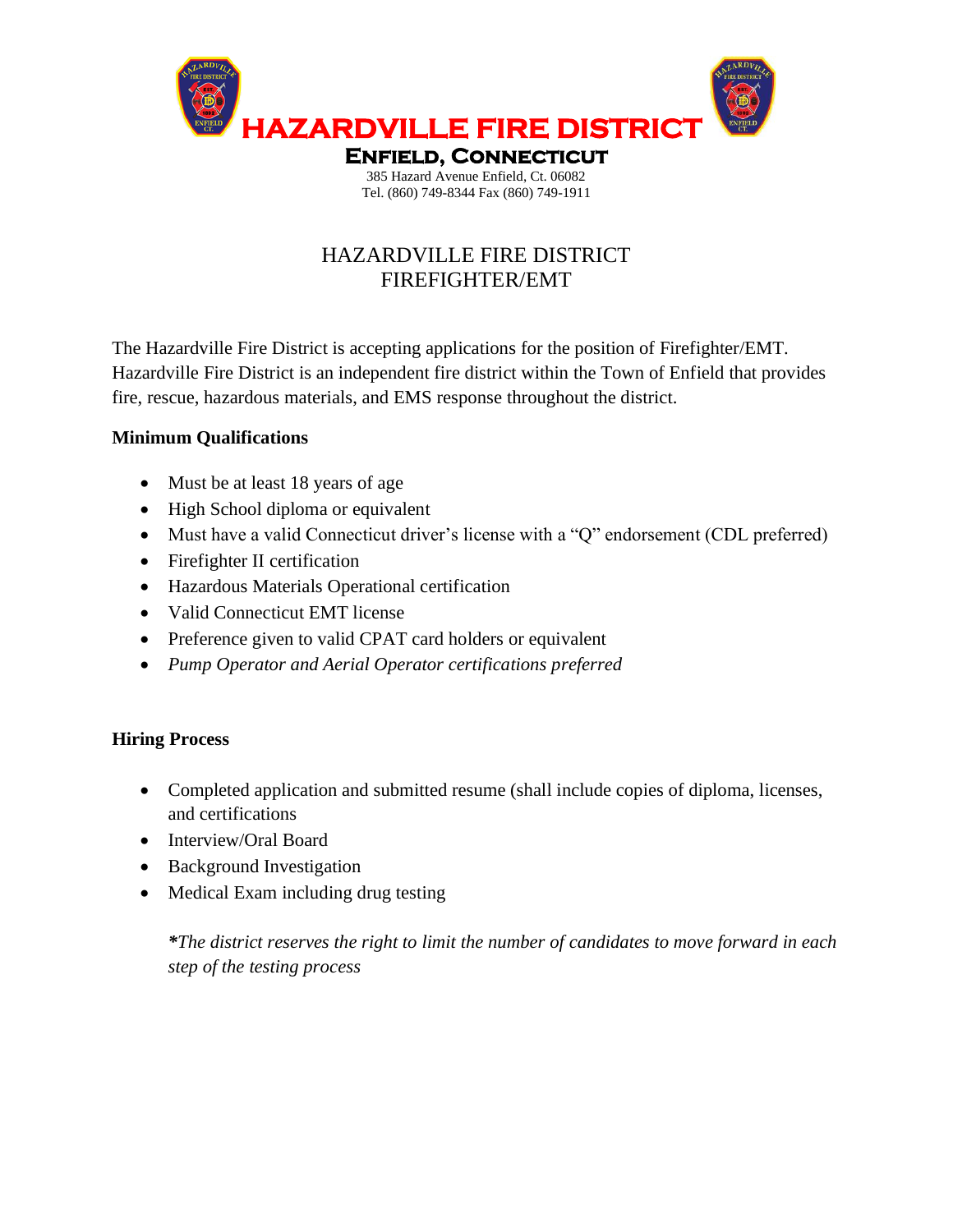# HAZARDVILLE FIRE DISTRICT

**ENFIELD, CONNECTICUT**

385 Hazard Avenue Enfield, Ct. 06082
Tel. (860) 749-8344 Fax (860) 749-1911

## HAZARDVILLE FIRE DISTRICT
## FIREFIGHTER/EMT

The Hazardville Fire District is accepting applications for the position of Firefighter/EMT. Hazardville Fire District is an independent fire district within the Town of Enfield that provides fire, rescue, hazardous materials, and EMS response throughout the district.

**Minimum Qualifications**

- Must be at least 18 years of age
- High School diploma or equivalent
- Must have a valid Connecticut driver's license with a "Q" endorsement (CDL preferred)
- Firefighter II certification
- Hazardous Materials Operational certification
- Valid Connecticut EMT license
- Preference given to valid CPAT card holders or equivalent
- *Pump Operator and Aerial Operator certifications preferred*

**Hiring Process**

- Completed application and submitted resume (shall include copies of diploma, licenses, and certifications
- Interview/Oral Board
- Background Investigation
- Medical Exam including drug testing

*\*The district reserves the right to limit the number of candidates to move forward in each step of the testing process*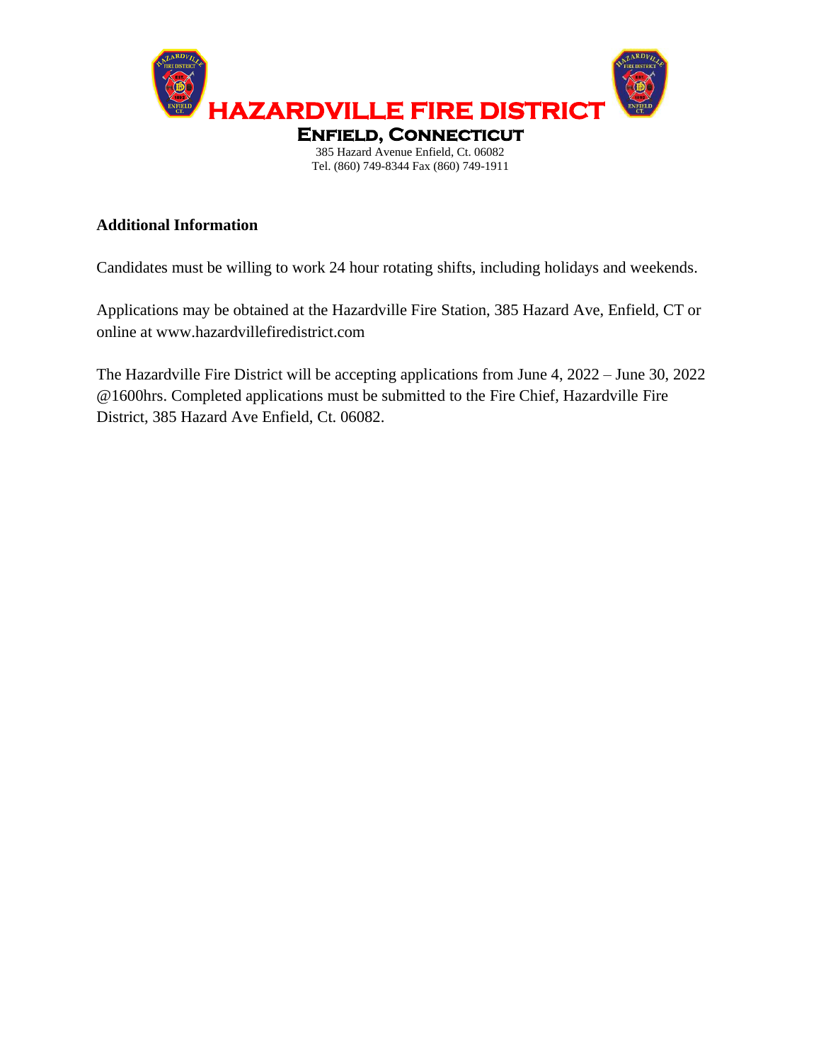# HAZARDVILLE FIRE DISTRICT

## Enfield, Connecticut

385 Hazard Avenue Enfield, Ct. 06082
Tel. (860) 749-8344 Fax (860) 749-1911

**Additional Information**

Candidates must be willing to work 24 hour rotating shifts, including holidays and weekends.

Applications may be obtained at the Hazardville Fire Station, 385 Hazard Ave, Enfield, CT or online at www.hazardvillefiredistrict.com

The Hazardville Fire District will be accepting applications from June 4, 2022 – June 30, 2022 @1600hrs. Completed applications must be submitted to the Fire Chief, Hazardville Fire District, 385 Hazard Ave Enfield, Ct. 06082.